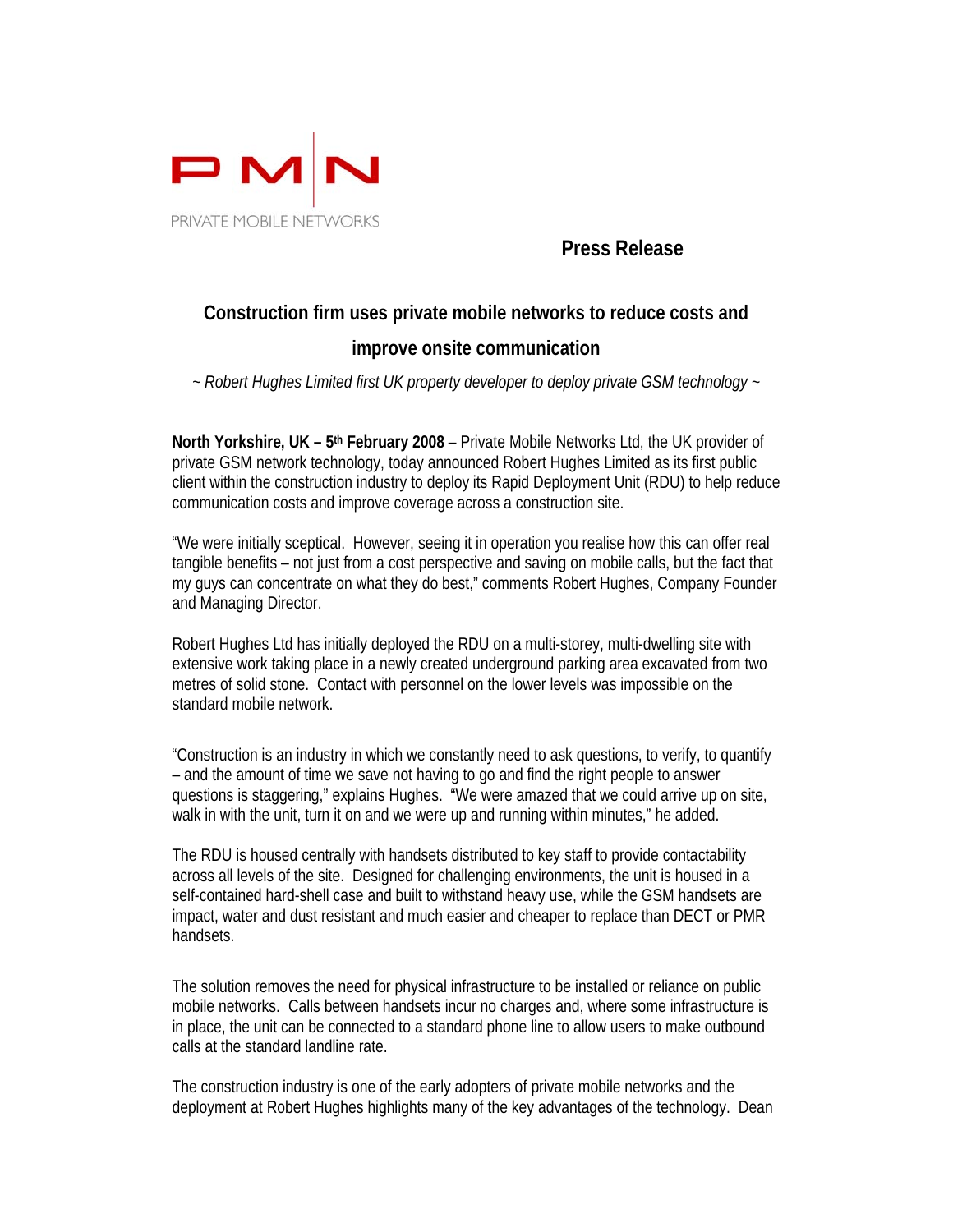PMN

PRIVATE MOBILE NETWORKS

**Press Release**

## Construction firm uses private mobile networks to reduce costs and improve onsite communication

*~ Robert Hughes Limited first UK property developer to deploy private GSM technology ~*

**North Yorkshire, UK – 5th February 2008** – Private Mobile Networks Ltd, the UK provider of private GSM network technology, today announced Robert Hughes Limited as its first public client within the construction industry to deploy its Rapid Deployment Unit (RDU) to help reduce communication costs and improve coverage across a construction site.

"We were initially sceptical. However, seeing it in operation you realise how this can offer real tangible benefits – not just from a cost perspective and saving on mobile calls, but the fact that my guys can concentrate on what they do best," comments Robert Hughes, Company Founder and Managing Director.

Robert Hughes Ltd has initially deployed the RDU on a multi-storey, multi-dwelling site with extensive work taking place in a newly created underground parking area excavated from two metres of solid stone. Contact with personnel on the lower levels was impossible on the standard mobile network.

"Construction is an industry in which we constantly need to ask questions, to verify, to quantify – and the amount of time we save not having to go and find the right people to answer questions is staggering," explains Hughes. "We were amazed that we could arrive up on site, walk in with the unit, turn it on and we were up and running within minutes," he added.

The RDU is housed centrally with handsets distributed to key staff to provide contactability across all levels of the site. Designed for challenging environments, the unit is housed in a self-contained hard-shell case and built to withstand heavy use, while the GSM handsets are impact, water and dust resistant and much easier and cheaper to replace than DECT or PMR handsets.

The solution removes the need for physical infrastructure to be installed or reliance on public mobile networks. Calls between handsets incur no charges and, where some infrastructure is in place, the unit can be connected to a standard phone line to allow users to make outbound calls at the standard landline rate.

The construction industry is one of the early adopters of private mobile networks and the deployment at Robert Hughes highlights many of the key advantages of the technology. Dean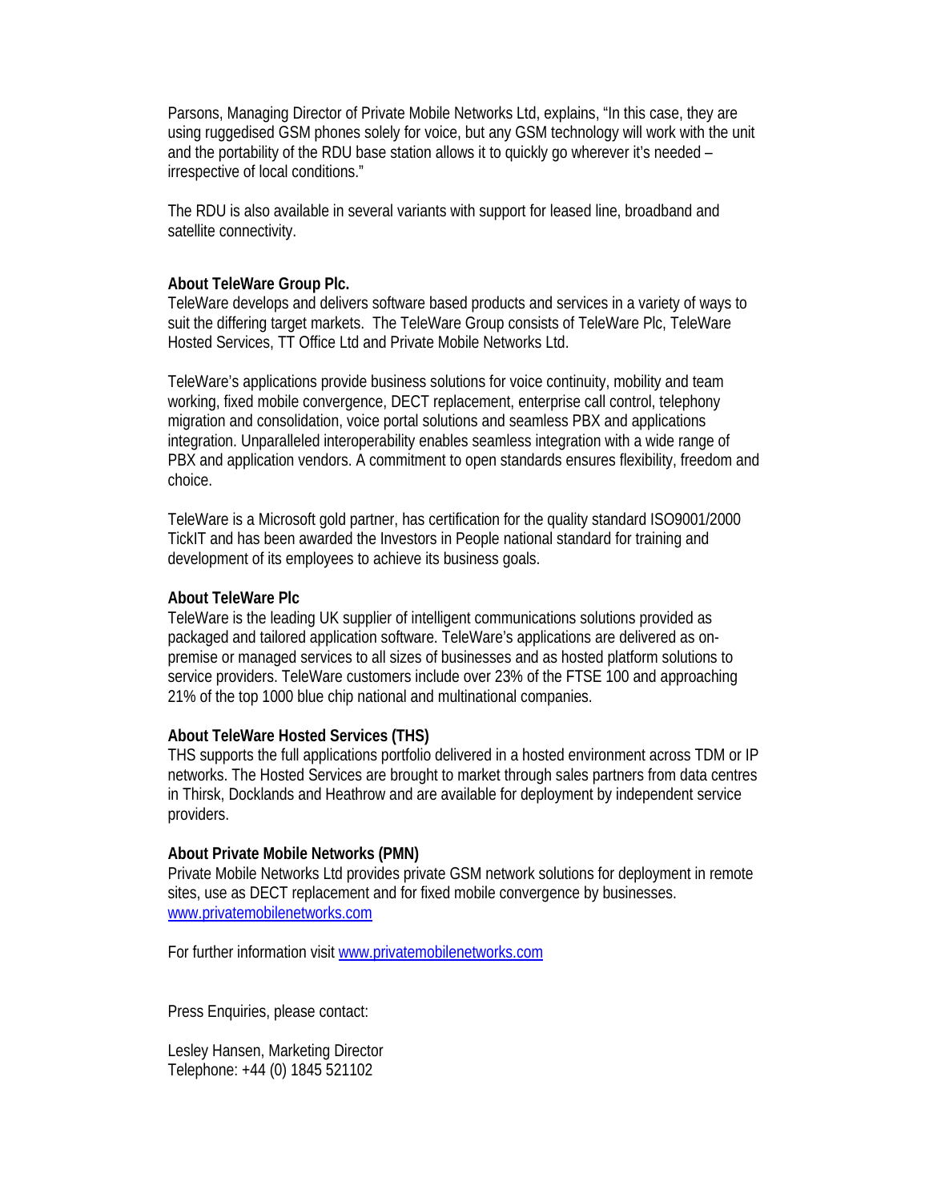Parsons, Managing Director of Private Mobile Networks Ltd, explains, "In this case, they are using ruggedised GSM phones solely for voice, but any GSM technology will work with the unit and the portability of the RDU base station allows it to quickly go wherever it's needed – irrespective of local conditions."

The RDU is also available in several variants with support for leased line, broadband and satellite connectivity.

**About TeleWare Group Plc.**
TeleWare develops and delivers software based products and services in a variety of ways to suit the differing target markets. The TeleWare Group consists of TeleWare Plc, TeleWare Hosted Services, TT Office Ltd and Private Mobile Networks Ltd.

TeleWare's applications provide business solutions for voice continuity, mobility and team working, fixed mobile convergence, DECT replacement, enterprise call control, telephony migration and consolidation, voice portal solutions and seamless PBX and applications integration. Unparalleled interoperability enables seamless integration with a wide range of PBX and application vendors. A commitment to open standards ensures flexibility, freedom and choice.

TeleWare is a Microsoft gold partner, has certification for the quality standard ISO9001/2000 TickIT and has been awarded the Investors in People national standard for training and development of its employees to achieve its business goals.

**About TeleWare Plc**
TeleWare is the leading UK supplier of intelligent communications solutions provided as packaged and tailored application software. TeleWare's applications are delivered as on-premise or managed services to all sizes of businesses and as hosted platform solutions to service providers. TeleWare customers include over 23% of the FTSE 100 and approaching 21% of the top 1000 blue chip national and multinational companies.

**About TeleWare Hosted Services (THS)**
THS supports the full applications portfolio delivered in a hosted environment across TDM or IP networks. The Hosted Services are brought to market through sales partners from data centres in Thirsk, Docklands and Heathrow and are available for deployment by independent service providers.

**About Private Mobile Networks (PMN)**
Private Mobile Networks Ltd provides private GSM network solutions for deployment in remote sites, use as DECT replacement and for fixed mobile convergence by businesses.
[www.privatemobilenetworks.com](http://www.privatemobilenetworks.com)

For further information visit [www.privatemobilenetworks.com](http://www.privatemobilenetworks.com)

Press Enquiries, please contact:

Lesley Hansen, Marketing Director
Telephone: +44 (0) 1845 521102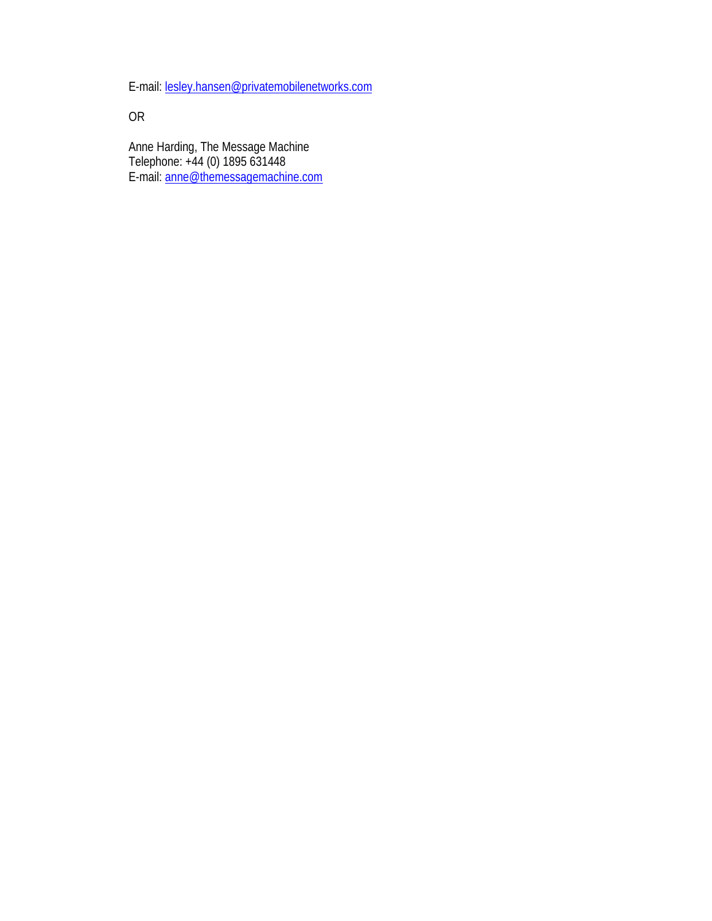E-mail: lesley.hansen@privatemobilenetworks.com

OR

Anne Harding, The Message Machine
Telephone: +44 (0) 1895 631448
E-mail: anne@themessagemachine.com